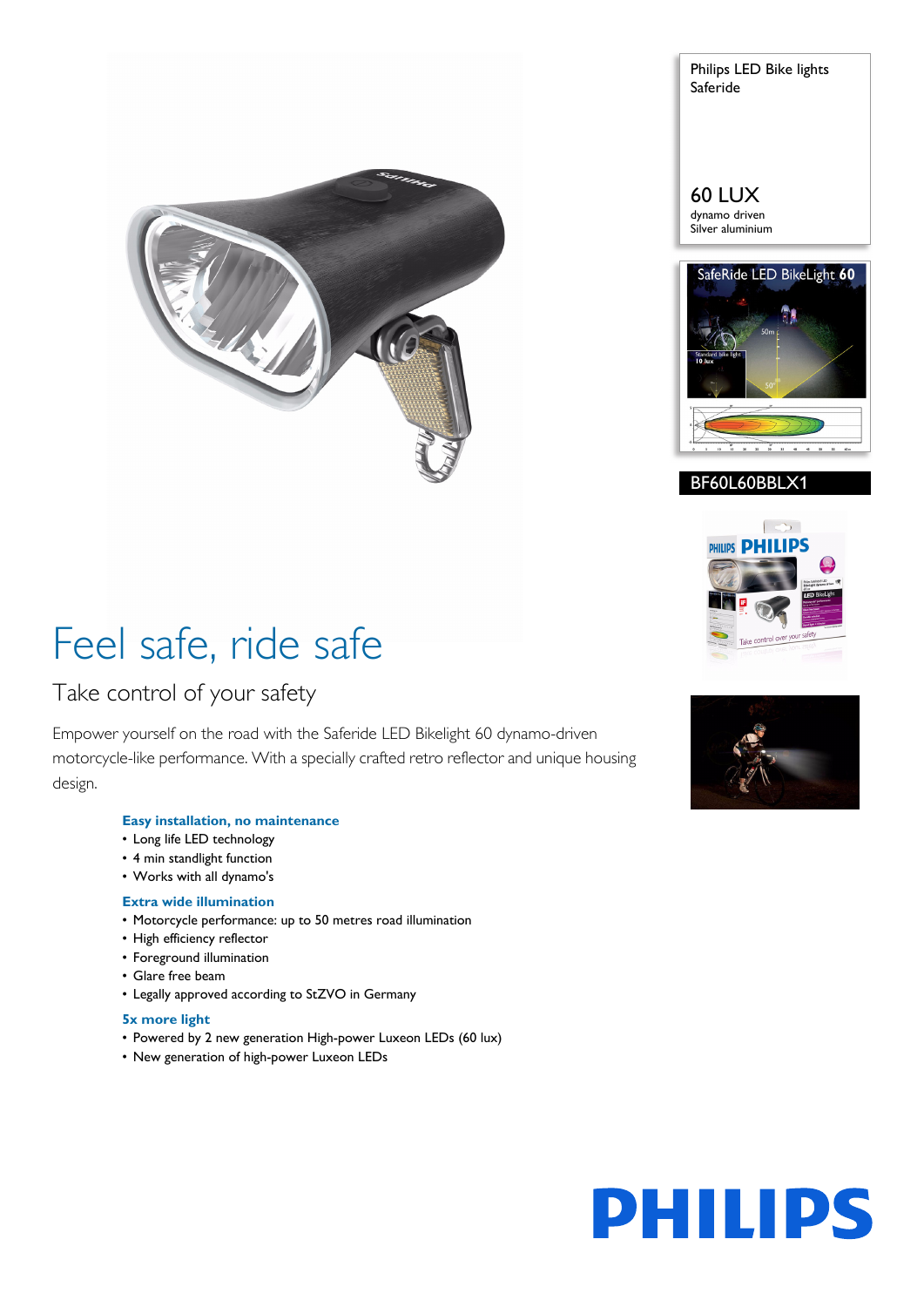Philips LED Bike lights
Saferide

60 LUX
dynamo driven
Silver aluminium

BF60L60BBLX1

# Feel safe, ride safe

## Take control of your safety

Empower yourself on the road with the Saferide LED Bikelight 60 dynamo-driven motorcycle-like performance. With a specially crafted retro reflector and unique housing design.

### Easy installation, no maintenance
- Long life LED technology
- 4 min standlight function
- Works with all dynamo's

### Extra wide illumination
- Motorcycle performance: up to 50 metres road illumination
- High efficiency reflector
- Foreground illumination
- Glare free beam
- Legally approved according to StZVO in Germany

### 5x more light
- Powered by 2 new generation High-power Luxeon LEDs (60 lux)
- New generation of high-power Luxeon LEDs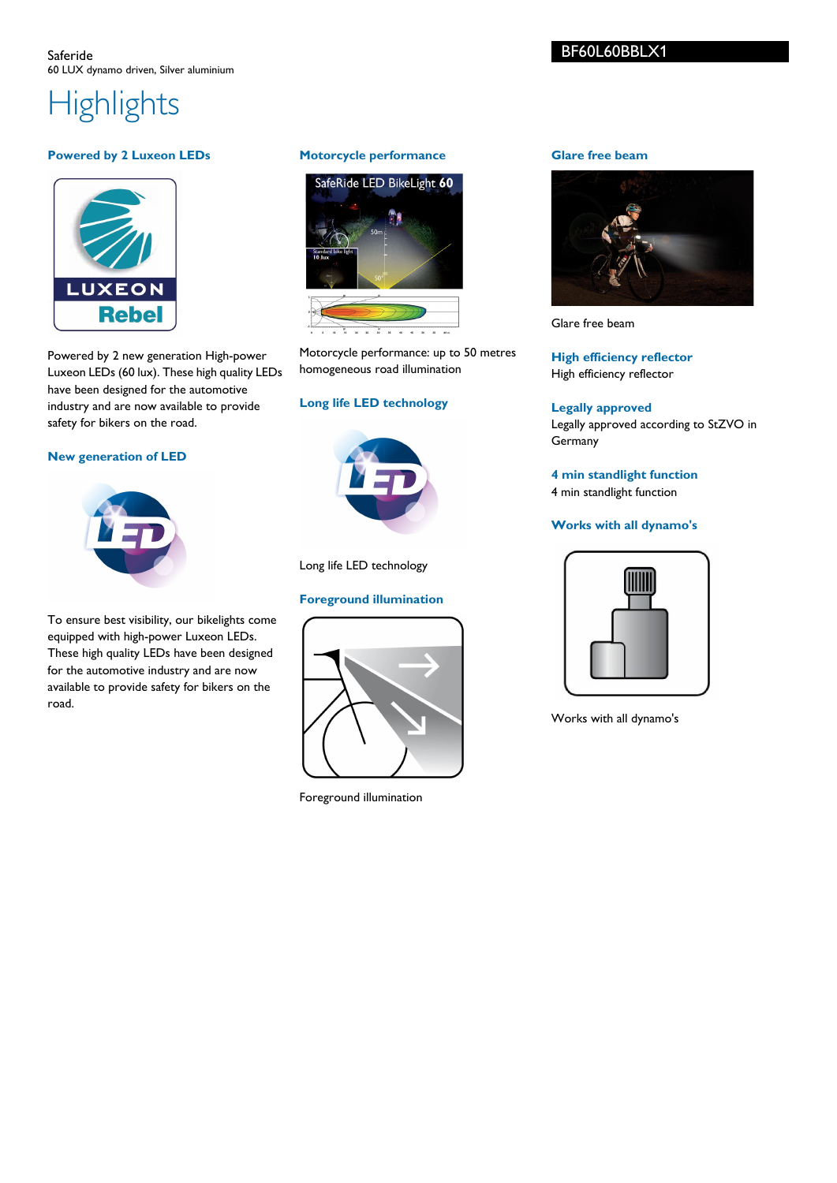Saferide
60 LUX dynamo driven, Silver aluminium

BF60L60BBLX1

# Highlights

### Powered by 2 Luxeon LEDs

Powered by 2 new generation High-power Luxeon LEDs (60 lux). These high quality LEDs have been designed for the automotive industry and are now available to provide safety for bikers on the road.

### New generation of LED

To ensure best visibility, our bikelights come equipped with high-power Luxeon LEDs. These high quality LEDs have been designed for the automotive industry and are now available to provide safety for bikers on the road.

### Motorcycle performance

Motorcycle performance: up to 50 metres homogeneous road illumination

### Long life LED technology

Long life LED technology

### Foreground illumination

Foreground illumination

### Glare free beam

Glare free beam

### High efficiency reflector

High efficiency reflector

### Legally approved

Legally approved according to StZVO in Germany

### 4 min standlight function

4 min standlight function

### Works with all dynamo's

Works with all dynamo's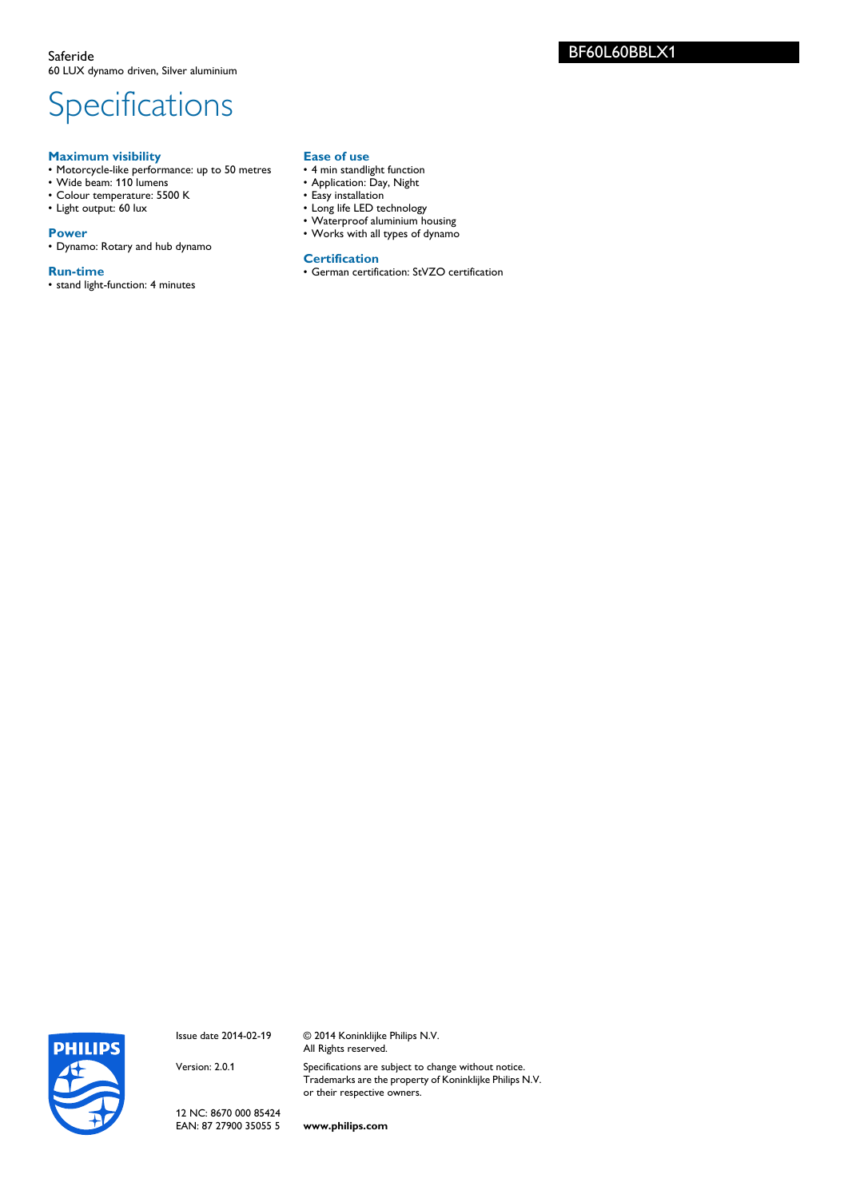Saferide
60 LUX dynamo driven, Silver aluminium

BF60L60BBLX1

# Specifications

### Maximum visibility
- Motorcycle-like performance: up to 50 metres
- Wide beam: 110 lumens
- Colour temperature: 5500 K
- Light output: 60 lux

### Power
- Dynamo: Rotary and hub dynamo

### Run-time
- stand light-function: 4 minutes

### Ease of use
- 4 min standlight function
- Application: Day, Night
- Easy installation
- Long life LED technology
- Waterproof aluminium housing
- Works with all types of dynamo

### Certification
- German certification: StVZO certification

Issue date 2014-02-19

Version: 2.0.1

12 NC: 8670 000 85424
EAN: 87 27900 35055 5

© 2014 Koninklijke Philips N.V.
All Rights reserved.

Specifications are subject to change without notice. Trademarks are the property of Koninklijke Philips N.V. or their respective owners.

**www.philips.com**